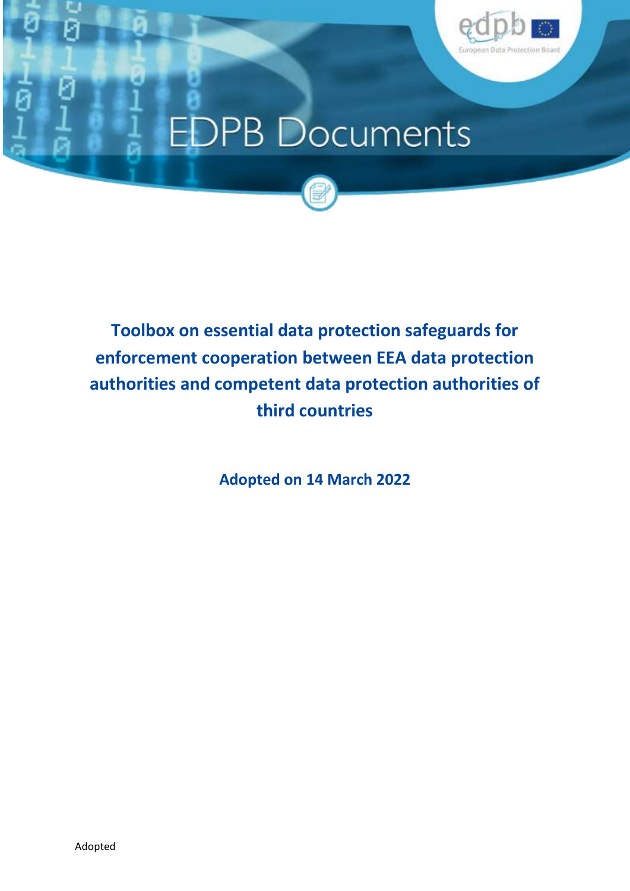# Toolbox on essential data protection safeguards for enforcement cooperation between EEA data protection authorities and competent data protection authorities of third countries

**Adopted on 14 March 2022**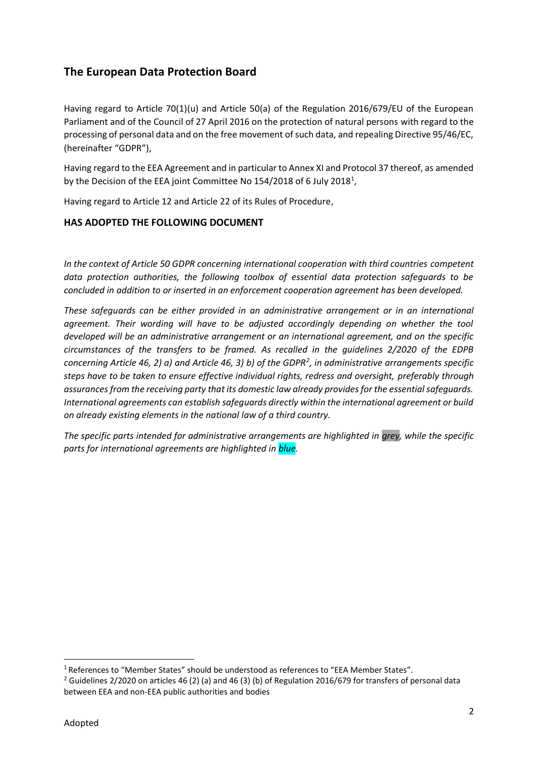## The European Data Protection Board

Having regard to Article 70(1)(u) and Article 50(a) of the Regulation 2016/679/EU of the European Parliament and of the Council of 27 April 2016 on the protection of natural persons with regard to the processing of personal data and on the free movement of such data, and repealing Directive 95/46/EC, (hereinafter "GDPR"),

Having regard to the EEA Agreement and in particular to Annex XI and Protocol 37 thereof, as amended by the Decision of the EEA joint Committee No 154/2018 of 6 July 2018[1],

Having regard to Article 12 and Article 22 of its Rules of Procedure,

**HAS ADOPTED THE FOLLOWING DOCUMENT**

*In the context of Article 50 GDPR concerning international cooperation with third countries competent data protection authorities, the following toolbox of essential data protection safeguards to be concluded in addition to or inserted in an enforcement cooperation agreement has been developed.*

*These safeguards can be either provided in an administrative arrangement or in an international agreement. Their wording will have to be adjusted accordingly depending on whether the tool developed will be an administrative arrangement or an international agreement, and on the specific circumstances of the transfers to be framed. As recalled in the guidelines 2/2020 of the EDPB concerning Article 46, 2) a) and Article 46, 3) b) of the GDPR[2], in administrative arrangements specific steps have to be taken to ensure effective individual rights, redress and oversight, preferably through assurances from the receiving party that its domestic law already provides for the essential safeguards. International agreements can establish safeguards directly within the international agreement or build on already existing elements in the national law of a third country.*

*The specific parts intended for administrative arrangements are highlighted in grey, while the specific parts for international agreements are highlighted in blue.*

---

[1] References to "Member States" should be understood as references to "EEA Member States".

[2] Guidelines 2/2020 on articles 46 (2) (a) and 46 (3) (b) of Regulation 2016/679 for transfers of personal data between EEA and non-EEA public authorities and bodies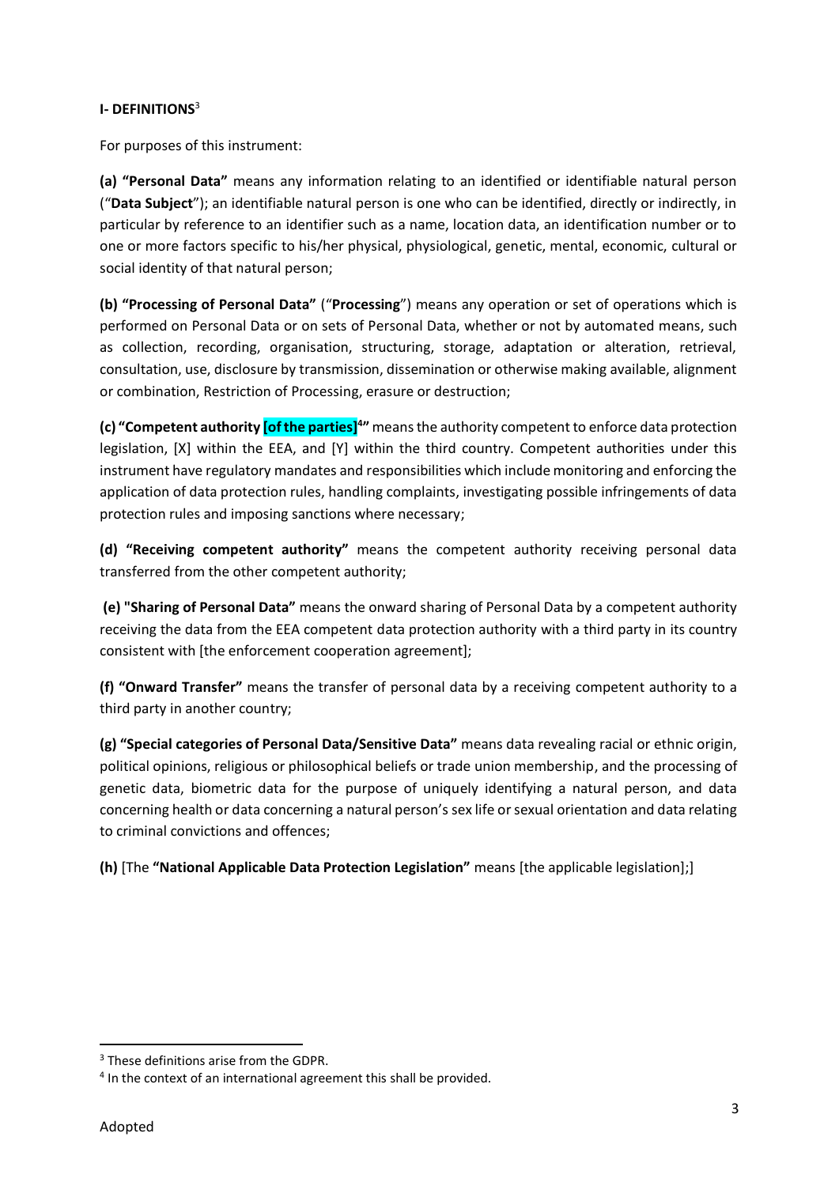**I- DEFINITIONS**[3]

For purposes of this instrument:

**(a) "Personal Data"** means any information relating to an identified or identifiable natural person ("**Data Subject**"); an identifiable natural person is one who can be identified, directly or indirectly, in particular by reference to an identifier such as a name, location data, an identification number or to one or more factors specific to his/her physical, physiological, genetic, mental, economic, cultural or social identity of that natural person;

**(b) "Processing of Personal Data"** ("**Processing**") means any operation or set of operations which is performed on Personal Data or on sets of Personal Data, whether or not by automated means, such as collection, recording, organisation, structuring, storage, adaptation or alteration, retrieval, consultation, use, disclosure by transmission, dissemination or otherwise making available, alignment or combination, Restriction of Processing, erasure or destruction;

**(c) "Competent authority [of the parties][4]"** means the authority competent to enforce data protection legislation, [X] within the EEA, and [Y] within the third country. Competent authorities under this instrument have regulatory mandates and responsibilities which include monitoring and enforcing the application of data protection rules, handling complaints, investigating possible infringements of data protection rules and imposing sanctions where necessary;

**(d) "Receiving competent authority"** means the competent authority receiving personal data transferred from the other competent authority;

**(e) "Sharing of Personal Data"** means the onward sharing of Personal Data by a competent authority receiving the data from the EEA competent data protection authority with a third party in its country consistent with [the enforcement cooperation agreement];

**(f) "Onward Transfer"** means the transfer of personal data by a receiving competent authority to a third party in another country;

**(g) "Special categories of Personal Data/Sensitive Data"** means data revealing racial or ethnic origin, political opinions, religious or philosophical beliefs or trade union membership, and the processing of genetic data, biometric data for the purpose of uniquely identifying a natural person, and data concerning health or data concerning a natural person's sex life or sexual orientation and data relating to criminal convictions and offences;

**(h)** [The **"National Applicable Data Protection Legislation"** means [the applicable legislation];]

---

[3] These definitions arise from the GDPR.

[4] In the context of an international agreement this shall be provided.

Adopted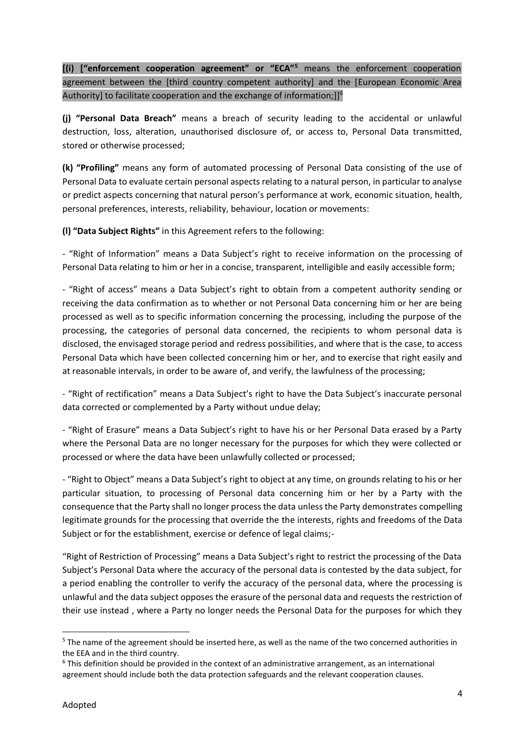**[(i) ["enforcement cooperation agreement" or "ECA"**[5] means the enforcement cooperation agreement between the [third country competent authority] and the [European Economic Area Authority] to facilitate cooperation and the exchange of information;]][6]

**(j) "Personal Data Breach"** means a breach of security leading to the accidental or unlawful destruction, loss, alteration, unauthorised disclosure of, or access to, Personal Data transmitted, stored or otherwise processed;

**(k) "Profiling"** means any form of automated processing of Personal Data consisting of the use of Personal Data to evaluate certain personal aspects relating to a natural person, in particular to analyse or predict aspects concerning that natural person's performance at work, economic situation, health, personal preferences, interests, reliability, behaviour, location or movements:

**(l) "Data Subject Rights"** in this Agreement refers to the following:

- "Right of Information" means a Data Subject's right to receive information on the processing of Personal Data relating to him or her in a concise, transparent, intelligible and easily accessible form;

- "Right of access" means a Data Subject's right to obtain from a competent authority sending or receiving the data confirmation as to whether or not Personal Data concerning him or her are being processed as well as to specific information concerning the processing, including the purpose of the processing, the categories of personal data concerned, the recipients to whom personal data is disclosed, the envisaged storage period and redress possibilities, and where that is the case, to access Personal Data which have been collected concerning him or her, and to exercise that right easily and at reasonable intervals, in order to be aware of, and verify, the lawfulness of the processing;

- "Right of rectification" means a Data Subject's right to have the Data Subject's inaccurate personal data corrected or complemented by a Party without undue delay;

- "Right of Erasure" means a Data Subject's right to have his or her Personal Data erased by a Party where the Personal Data are no longer necessary for the purposes for which they were collected or processed or where the data have been unlawfully collected or processed;

- "Right to Object" means a Data Subject's right to object at any time, on grounds relating to his or her particular situation, to processing of Personal data concerning him or her by a Party with the consequence that the Party shall no longer process the data unless the Party demonstrates compelling legitimate grounds for the processing that override the the interests, rights and freedoms of the Data Subject or for the establishment, exercise or defence of legal claims;-

"Right of Restriction of Processing" means a Data Subject's right to restrict the processing of the Data Subject's Personal Data where the accuracy of the personal data is contested by the data subject, for a period enabling the controller to verify the accuracy of the personal data, where the processing is unlawful and the data subject opposes the erasure of the personal data and requests the restriction of their use instead , where a Party no longer needs the Personal Data for the purposes for which they

---

[5] The name of the agreement should be inserted here, as well as the name of the two concerned authorities in the EEA and in the third country.

[6] This definition should be provided in the context of an administrative arrangement, as an international agreement should include both the data protection safeguards and the relevant cooperation clauses.

Adopted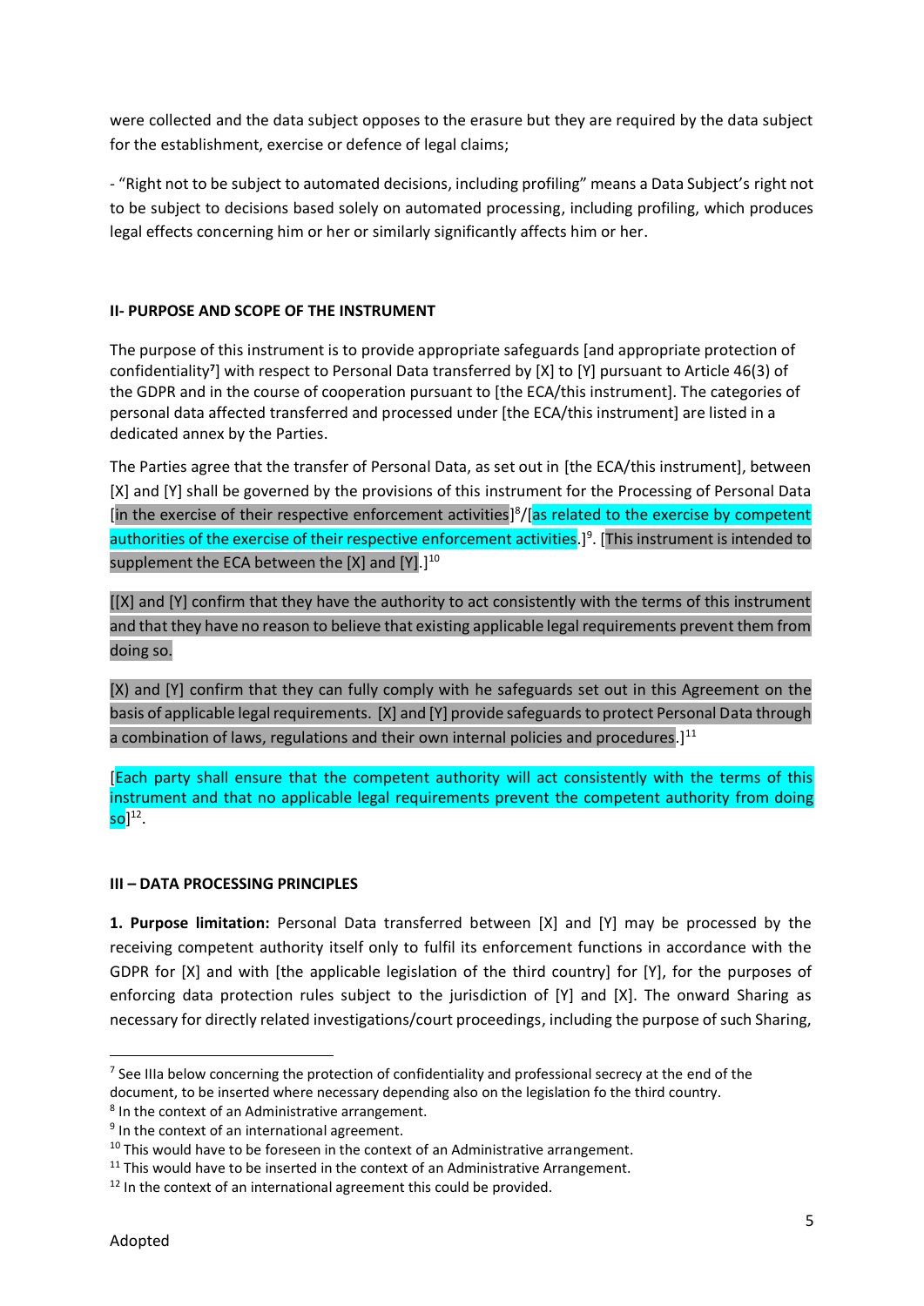were collected and the data subject opposes to the erasure but they are required by the data subject for the establishment, exercise or defence of legal claims;

- "Right not to be subject to automated decisions, including profiling" means a Data Subject's right not to be subject to decisions based solely on automated processing, including profiling, which produces legal effects concerning him or her or similarly significantly affects him or her.

**II- PURPOSE AND SCOPE OF THE INSTRUMENT**

The purpose of this instrument is to provide appropriate safeguards [and appropriate protection of confidentiality[7]] with respect to Personal Data transferred by [X] to [Y] pursuant to Article 46(3) of the GDPR and in the course of cooperation pursuant to [the ECA/this instrument]. The categories of personal data affected transferred and processed under [the ECA/this instrument] are listed in a dedicated annex by the Parties.

The Parties agree that the transfer of Personal Data, as set out in [the ECA/this instrument], between [X] and [Y] shall be governed by the provisions of this instrument for the Processing of Personal Data [in the exercise of their respective enforcement activities][8]/[as related to the exercise by competent authorities of the exercise of their respective enforcement activities.][9]. [This instrument is intended to supplement the ECA between the [X] and [Y].][10]

[[X] and [Y] confirm that they have the authority to act consistently with the terms of this instrument and that they have no reason to believe that existing applicable legal requirements prevent them from doing so.

[X) and [Y] confirm that they can fully comply with he safeguards set out in this Agreement on the basis of applicable legal requirements. [X] and [Y] provide safeguards to protect Personal Data through a combination of laws, regulations and their own internal policies and procedures.][11]

[Each party shall ensure that the competent authority will act consistently with the terms of this instrument and that no applicable legal requirements prevent the competent authority from doing so][12].

**III – DATA PROCESSING PRINCIPLES**

**1. Purpose limitation:** Personal Data transferred between [X] and [Y] may be processed by the receiving competent authority itself only to fulfil its enforcement functions in accordance with the GDPR for [X] and with [the applicable legislation of the third country] for [Y], for the purposes of enforcing data protection rules subject to the jurisdiction of [Y] and [X]. The onward Sharing as necessary for directly related investigations/court proceedings, including the purpose of such Sharing,

---

[7] See IIIa below concerning the protection of confidentiality and professional secrecy at the end of the document, to be inserted where necessary depending also on the legislation fo the third country.

[8] In the context of an Administrative arrangement.

[9] In the context of an international agreement.

[10] This would have to be foreseen in the context of an Administrative arrangement.

[11] This would have to be inserted in the context of an Administrative Arrangement.

[12] In the context of an international agreement this could be provided.

Adopted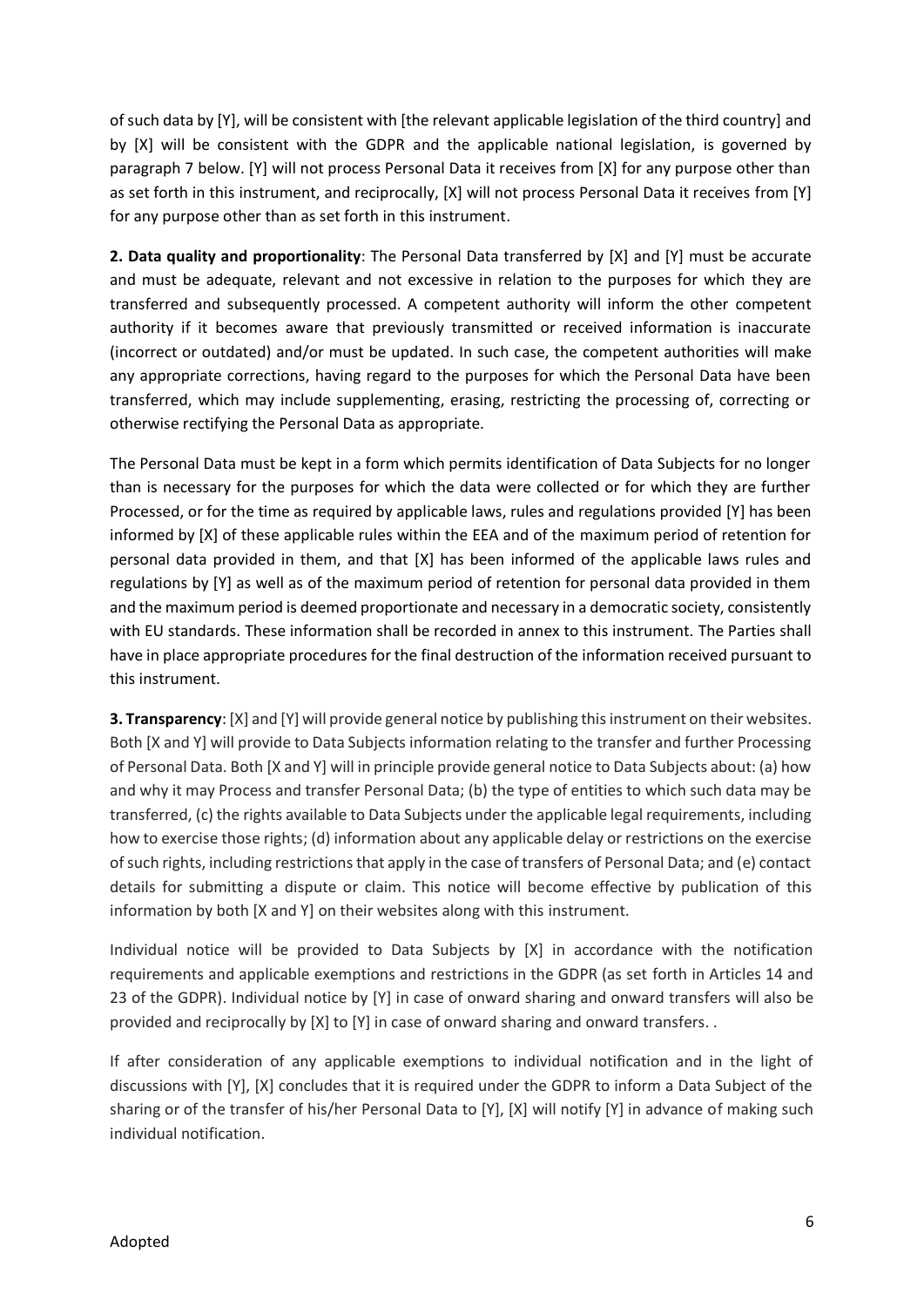of such data by [Y], will be consistent with [the relevant applicable legislation of the third country] and by [X] will be consistent with the GDPR and the applicable national legislation, is governed by paragraph 7 below. [Y] will not process Personal Data it receives from [X] for any purpose other than as set forth in this instrument, and reciprocally, [X] will not process Personal Data it receives from [Y] for any purpose other than as set forth in this instrument.

**2. Data quality and proportionality**: The Personal Data transferred by [X] and [Y] must be accurate and must be adequate, relevant and not excessive in relation to the purposes for which they are transferred and subsequently processed. A competent authority will inform the other competent authority if it becomes aware that previously transmitted or received information is inaccurate (incorrect or outdated) and/or must be updated. In such case, the competent authorities will make any appropriate corrections, having regard to the purposes for which the Personal Data have been transferred, which may include supplementing, erasing, restricting the processing of, correcting or otherwise rectifying the Personal Data as appropriate.

The Personal Data must be kept in a form which permits identification of Data Subjects for no longer than is necessary for the purposes for which the data were collected or for which they are further Processed, or for the time as required by applicable laws, rules and regulations provided [Y] has been informed by [X] of these applicable rules within the EEA and of the maximum period of retention for personal data provided in them, and that [X] has been informed of the applicable laws rules and regulations by [Y] as well as of the maximum period of retention for personal data provided in them and the maximum period is deemed proportionate and necessary in a democratic society, consistently with EU standards. These information shall be recorded in annex to this instrument. The Parties shall have in place appropriate procedures for the final destruction of the information received pursuant to this instrument.

**3. Transparency**: [X] and [Y] will provide general notice by publishing this instrument on their websites. Both [X and Y] will provide to Data Subjects information relating to the transfer and further Processing of Personal Data. Both [X and Y] will in principle provide general notice to Data Subjects about: (a) how and why it may Process and transfer Personal Data; (b) the type of entities to which such data may be transferred, (c) the rights available to Data Subjects under the applicable legal requirements, including how to exercise those rights; (d) information about any applicable delay or restrictions on the exercise of such rights, including restrictions that apply in the case of transfers of Personal Data; and (e) contact details for submitting a dispute or claim. This notice will become effective by publication of this information by both [X and Y] on their websites along with this instrument.

Individual notice will be provided to Data Subjects by [X] in accordance with the notification requirements and applicable exemptions and restrictions in the GDPR (as set forth in Articles 14 and 23 of the GDPR). Individual notice by [Y] in case of onward sharing and onward transfers will also be provided and reciprocally by [X] to [Y] in case of onward sharing and onward transfers. .

If after consideration of any applicable exemptions to individual notification and in the light of discussions with [Y], [X] concludes that it is required under the GDPR to inform a Data Subject of the sharing or of the transfer of his/her Personal Data to [Y], [X] will notify [Y] in advance of making such individual notification.

Adopted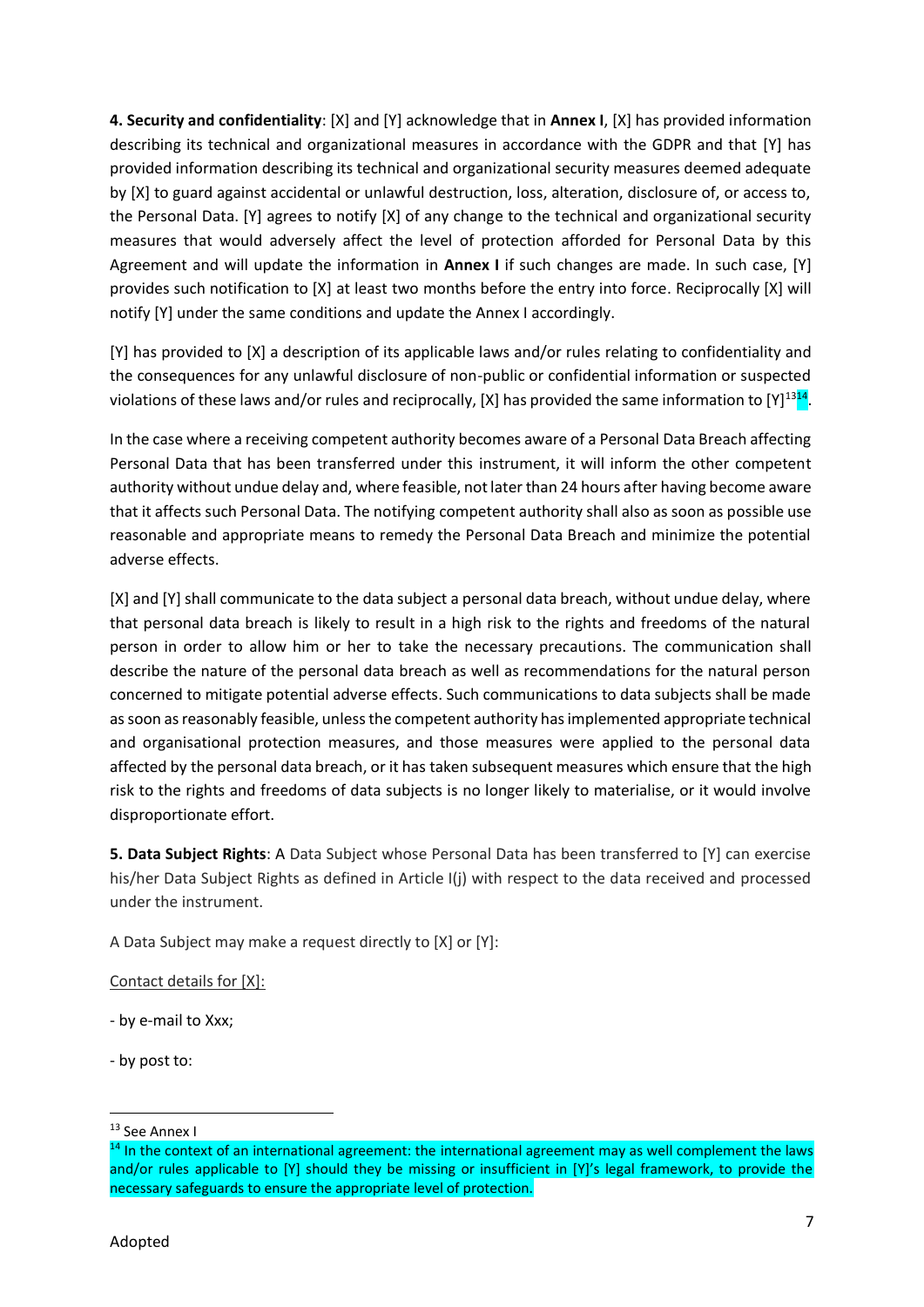**4. Security and confidentiality**: [X] and [Y] acknowledge that in **Annex I**, [X] has provided information describing its technical and organizational measures in accordance with the GDPR and that [Y] has provided information describing its technical and organizational security measures deemed adequate by [X] to guard against accidental or unlawful destruction, loss, alteration, disclosure of, or access to, the Personal Data. [Y] agrees to notify [X] of any change to the technical and organizational security measures that would adversely affect the level of protection afforded for Personal Data by this Agreement and will update the information in **Annex I** if such changes are made. In such case, [Y] provides such notification to [X] at least two months before the entry into force. Reciprocally [X] will notify [Y] under the same conditions and update the Annex I accordingly.

[Y] has provided to [X] a description of its applicable laws and/or rules relating to confidentiality and the consequences for any unlawful disclosure of non-public or confidential information or suspected violations of these laws and/or rules and reciprocally, [X] has provided the same information to [Y][13][14].

In the case where a receiving competent authority becomes aware of a Personal Data Breach affecting Personal Data that has been transferred under this instrument, it will inform the other competent authority without undue delay and, where feasible, not later than 24 hours after having become aware that it affects such Personal Data. The notifying competent authority shall also as soon as possible use reasonable and appropriate means to remedy the Personal Data Breach and minimize the potential adverse effects.

[X] and [Y] shall communicate to the data subject a personal data breach, without undue delay, where that personal data breach is likely to result in a high risk to the rights and freedoms of the natural person in order to allow him or her to take the necessary precautions. The communication shall describe the nature of the personal data breach as well as recommendations for the natural person concerned to mitigate potential adverse effects. Such communications to data subjects shall be made as soon as reasonably feasible, unless the competent authority has implemented appropriate technical and organisational protection measures, and those measures were applied to the personal data affected by the personal data breach, or it has taken subsequent measures which ensure that the high risk to the rights and freedoms of data subjects is no longer likely to materialise, or it would involve disproportionate effort.

**5. Data Subject Rights**: A Data Subject whose Personal Data has been transferred to [Y] can exercise his/her Data Subject Rights as defined in Article I(j) with respect to the data received and processed under the instrument.

A Data Subject may make a request directly to [X] or [Y]:

<u>Contact details for [X]:</u>

- by e-mail to Xxx;

- by post to:

---

[13] See Annex I

[14] In the context of an international agreement: the international agreement may as well complement the laws and/or rules applicable to [Y] should they be missing or insufficient in [Y]'s legal framework, to provide the necessary safeguards to ensure the appropriate level of protection.

Adopted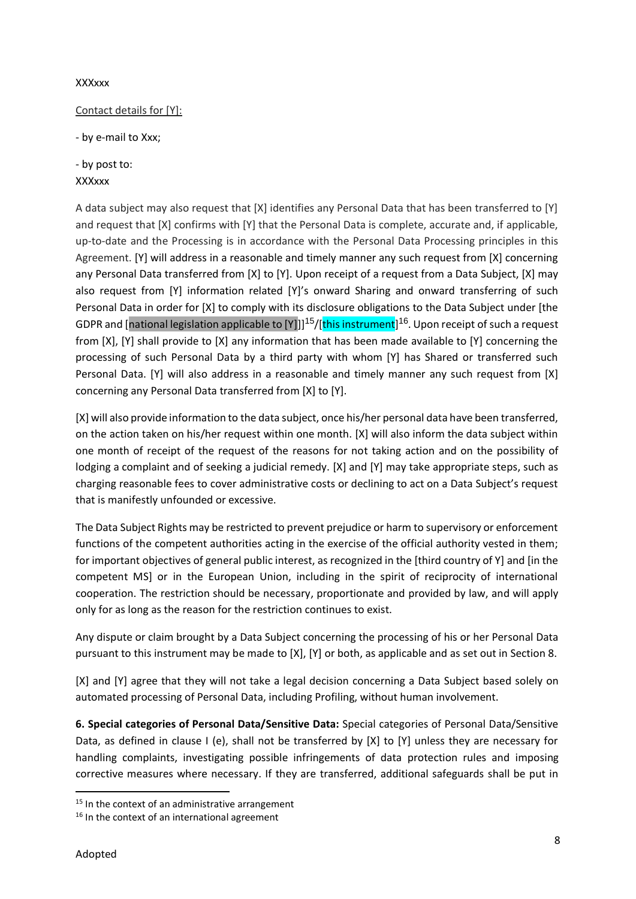XXXxxx

Contact details for [Y]:

- by e-mail to Xxx;

- by post to:
XXXxxx

A data subject may also request that [X] identifies any Personal Data that has been transferred to [Y] and request that [X] confirms with [Y] that the Personal Data is complete, accurate and, if applicable, up-to-date and the Processing is in accordance with the Personal Data Processing principles in this Agreement. [Y] will address in a reasonable and timely manner any such request from [X] concerning any Personal Data transferred from [X] to [Y]. Upon receipt of a request from a Data Subject, [X] may also request from [Y] information related [Y]'s onward Sharing and onward transferring of such Personal Data in order for [X] to comply with its disclosure obligations to the Data Subject under [the GDPR and [national legislation applicable to [Y]]][15]/[this instrument][16]. Upon receipt of such a request from [X], [Y] shall provide to [X] any information that has been made available to [Y] concerning the processing of such Personal Data by a third party with whom [Y] has Shared or transferred such Personal Data. [Y] will also address in a reasonable and timely manner any such request from [X] concerning any Personal Data transferred from [X] to [Y].

[X] will also provide information to the data subject, once his/her personal data have been transferred, on the action taken on his/her request within one month. [X] will also inform the data subject within one month of receipt of the request of the reasons for not taking action and on the possibility of lodging a complaint and of seeking a judicial remedy. [X] and [Y] may take appropriate steps, such as charging reasonable fees to cover administrative costs or declining to act on a Data Subject's request that is manifestly unfounded or excessive.

The Data Subject Rights may be restricted to prevent prejudice or harm to supervisory or enforcement functions of the competent authorities acting in the exercise of the official authority vested in them; for important objectives of general public interest, as recognized in the [third country of Y] and [in the competent MS] or in the European Union, including in the spirit of reciprocity of international cooperation. The restriction should be necessary, proportionate and provided by law, and will apply only for as long as the reason for the restriction continues to exist.

Any dispute or claim brought by a Data Subject concerning the processing of his or her Personal Data pursuant to this instrument may be made to [X], [Y] or both, as applicable and as set out in Section 8.

[X] and [Y] agree that they will not take a legal decision concerning a Data Subject based solely on automated processing of Personal Data, including Profiling, without human involvement.

**6. Special categories of Personal Data/Sensitive Data:** Special categories of Personal Data/Sensitive Data, as defined in clause I (e), shall not be transferred by [X] to [Y] unless they are necessary for handling complaints, investigating possible infringements of data protection rules and imposing corrective measures where necessary. If they are transferred, additional safeguards shall be put in

---

[15] In the context of an administrative arrangement

[16] In the context of an international agreement

Adopted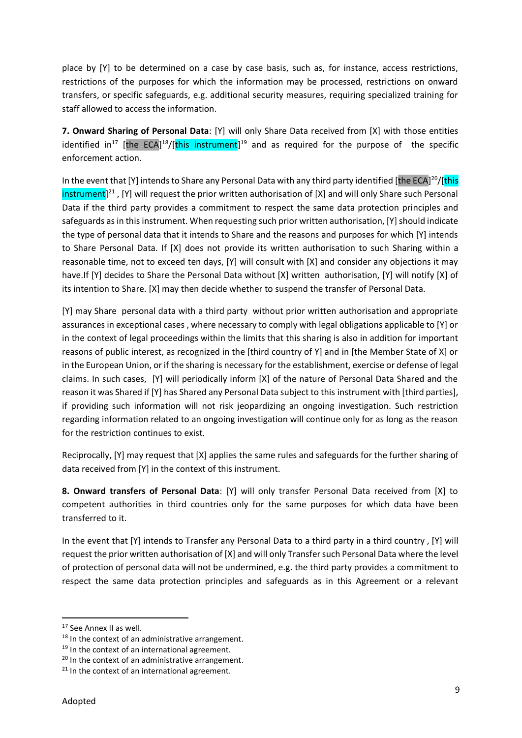place by [Y] to be determined on a case by case basis, such as, for instance, access restrictions, restrictions of the purposes for which the information may be processed, restrictions on onward transfers, or specific safeguards, e.g. additional security measures, requiring specialized training for staff allowed to access the information.

**7. Onward Sharing of Personal Data**: [Y] will only Share Data received from [X] with those entities identified in[17] [the ECA][18]/[this instrument][19] and as required for the purpose of the specific enforcement action.

In the event that [Y] intends to Share any Personal Data with any third party identified [the ECA][20]/[this instrument][21] , [Y] will request the prior written authorisation of [X] and will only Share such Personal Data if the third party provides a commitment to respect the same data protection principles and safeguards as in this instrument. When requesting such prior written authorisation, [Y] should indicate the type of personal data that it intends to Share and the reasons and purposes for which [Y] intends to Share Personal Data. If [X] does not provide its written authorisation to such Sharing within a reasonable time, not to exceed ten days, [Y] will consult with [X] and consider any objections it may have.If [Y] decides to Share the Personal Data without [X] written authorisation, [Y] will notify [X] of its intention to Share. [X] may then decide whether to suspend the transfer of Personal Data.

[Y] may Share personal data with a third party without prior written authorisation and appropriate assurances in exceptional cases , where necessary to comply with legal obligations applicable to [Y] or in the context of legal proceedings within the limits that this sharing is also in addition for important reasons of public interest, as recognized in the [third country of Y] and in [the Member State of X] or in the European Union, or if the sharing is necessary for the establishment, exercise or defense of legal claims. In such cases, [Y] will periodically inform [X] of the nature of Personal Data Shared and the reason it was Shared if [Y] has Shared any Personal Data subject to this instrument with [third parties], if providing such information will not risk jeopardizing an ongoing investigation. Such restriction regarding information related to an ongoing investigation will continue only for as long as the reason for the restriction continues to exist.

Reciprocally, [Y] may request that [X] applies the same rules and safeguards for the further sharing of data received from [Y] in the context of this instrument.

**8. Onward transfers of Personal Data**: [Y] will only transfer Personal Data received from [X] to competent authorities in third countries only for the same purposes for which data have been transferred to it.

In the event that [Y] intends to Transfer any Personal Data to a third party in a third country , [Y] will request the prior written authorisation of [X] and will only Transfer such Personal Data where the level of protection of personal data will not be undermined, e.g. the third party provides a commitment to respect the same data protection principles and safeguards as in this Agreement or a relevant

[17] See Annex II as well.

[18] In the context of an administrative arrangement.

[19] In the context of an international agreement.

[20] In the context of an administrative arrangement.

[21] In the context of an international agreement.

Adopted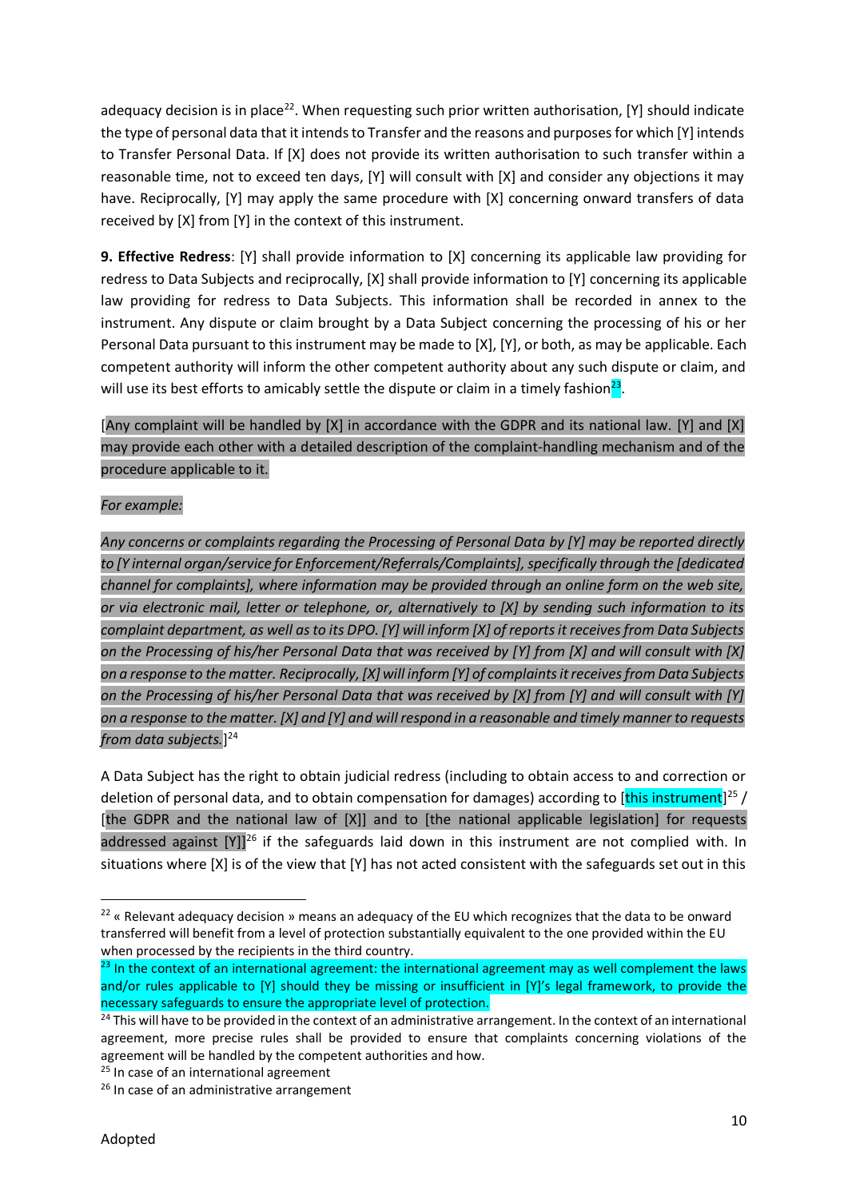adequacy decision is in place[22]. When requesting such prior written authorisation, [Y] should indicate the type of personal data that it intends to Transfer and the reasons and purposes for which [Y] intends to Transfer Personal Data. If [X] does not provide its written authorisation to such transfer within a reasonable time, not to exceed ten days, [Y] will consult with [X] and consider any objections it may have. Reciprocally, [Y] may apply the same procedure with [X] concerning onward transfers of data received by [X] from [Y] in the context of this instrument.

**9. Effective Redress**: [Y] shall provide information to [X] concerning its applicable law providing for redress to Data Subjects and reciprocally, [X] shall provide information to [Y] concerning its applicable law providing for redress to Data Subjects. This information shall be recorded in annex to the instrument. Any dispute or claim brought by a Data Subject concerning the processing of his or her Personal Data pursuant to this instrument may be made to [X], [Y], or both, as may be applicable. Each competent authority will inform the other competent authority about any such dispute or claim, and will use its best efforts to amicably settle the dispute or claim in a timely fashion[23].

[Any complaint will be handled by [X] in accordance with the GDPR and its national law. [Y] and [X] may provide each other with a detailed description of the complaint-handling mechanism and of the procedure applicable to it.

*For example:*

*Any concerns or complaints regarding the Processing of Personal Data by [Y] may be reported directly to [Y internal organ/service for Enforcement/Referrals/Complaints], specifically through the [dedicated channel for complaints], where information may be provided through an online form on the web site, or via electronic mail, letter or telephone, or, alternatively to [X] by sending such information to its complaint department, as well as to its DPO. [Y] will inform [X] of reports it receives from Data Subjects on the Processing of his/her Personal Data that was received by [Y] from [X] and will consult with [X] on a response to the matter. Reciprocally, [X] will inform [Y] of complaints it receives from Data Subjects on the Processing of his/her Personal Data that was received by [X] from [Y] and will consult with [Y] on a response to the matter. [X] and [Y] and will respond in a reasonable and timely manner to requests from data subjects.*][24]

A Data Subject has the right to obtain judicial redress (including to obtain access to and correction or deletion of personal data, and to obtain compensation for damages) according to [this instrument][25] / [the GDPR and the national law of [X]] and to [the national applicable legislation] for requests addressed against [Y]][26] if the safeguards laid down in this instrument are not complied with. In situations where [X] is of the view that [Y] has not acted consistent with the safeguards set out in this

---

[22] « Relevant adequacy decision » means an adequacy of the EU which recognizes that the data to be onward transferred will benefit from a level of protection substantially equivalent to the one provided within the EU when processed by the recipients in the third country.

[23] In the context of an international agreement: the international agreement may as well complement the laws and/or rules applicable to [Y] should they be missing or insufficient in [Y]'s legal framework, to provide the necessary safeguards to ensure the appropriate level of protection.

[24] This will have to be provided in the context of an administrative arrangement. In the context of an international agreement, more precise rules shall be provided to ensure that complaints concerning violations of the agreement will be handled by the competent authorities and how.

[25] In case of an international agreement

[26] In case of an administrative arrangement

Adopted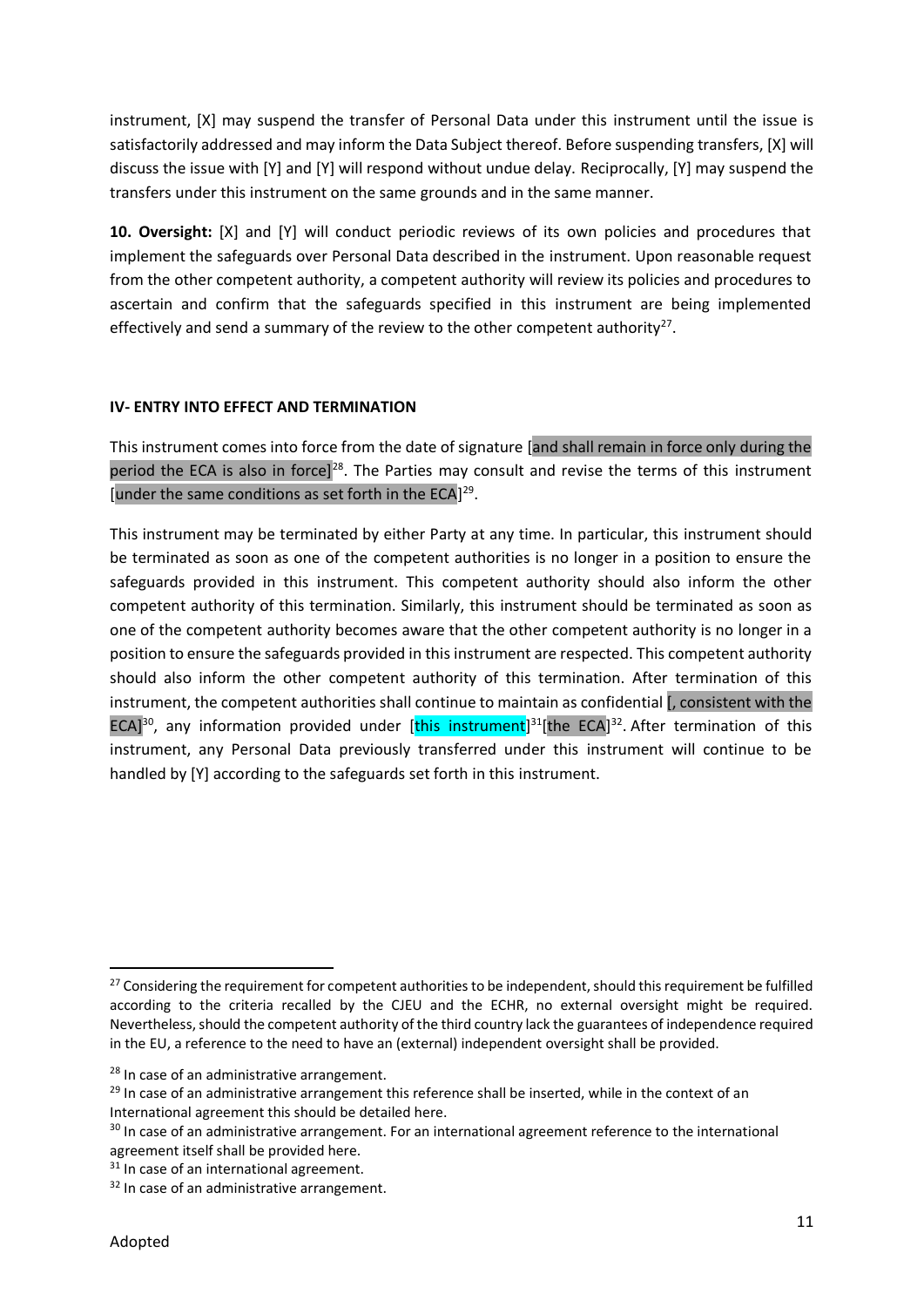instrument, [X] may suspend the transfer of Personal Data under this instrument until the issue is satisfactorily addressed and may inform the Data Subject thereof. Before suspending transfers, [X] will discuss the issue with [Y] and [Y] will respond without undue delay. Reciprocally, [Y] may suspend the transfers under this instrument on the same grounds and in the same manner.

**10. Oversight:** [X] and [Y] will conduct periodic reviews of its own policies and procedures that implement the safeguards over Personal Data described in the instrument. Upon reasonable request from the other competent authority, a competent authority will review its policies and procedures to ascertain and confirm that the safeguards specified in this instrument are being implemented effectively and send a summary of the review to the other competent authority[27].

**IV- ENTRY INTO EFFECT AND TERMINATION**

This instrument comes into force from the date of signature [and shall remain in force only during the period the ECA is also in force][28]. The Parties may consult and revise the terms of this instrument [under the same conditions as set forth in the ECA][29].

This instrument may be terminated by either Party at any time. In particular, this instrument should be terminated as soon as one of the competent authorities is no longer in a position to ensure the safeguards provided in this instrument. This competent authority should also inform the other competent authority of this termination. Similarly, this instrument should be terminated as soon as one of the competent authority becomes aware that the other competent authority is no longer in a position to ensure the safeguards provided in this instrument are respected. This competent authority should also inform the other competent authority of this termination. After termination of this instrument, the competent authorities shall continue to maintain as confidential [, consistent with the ECA][30], any information provided under [this instrument][31][the ECA][32]. After termination of this instrument, any Personal Data previously transferred under this instrument will continue to be handled by [Y] according to the safeguards set forth in this instrument.

---

[27] Considering the requirement for competent authorities to be independent, should this requirement be fulfilled according to the criteria recalled by the CJEU and the ECHR, no external oversight might be required. Nevertheless, should the competent authority of the third country lack the guarantees of independence required in the EU, a reference to the need to have an (external) independent oversight shall be provided.

[28] In case of an administrative arrangement.

[29] In case of an administrative arrangement this reference shall be inserted, while in the context of an International agreement this should be detailed here.

[30] In case of an administrative arrangement. For an international agreement reference to the international agreement itself shall be provided here.

[31] In case of an international agreement.

[32] In case of an administrative arrangement.

Adopted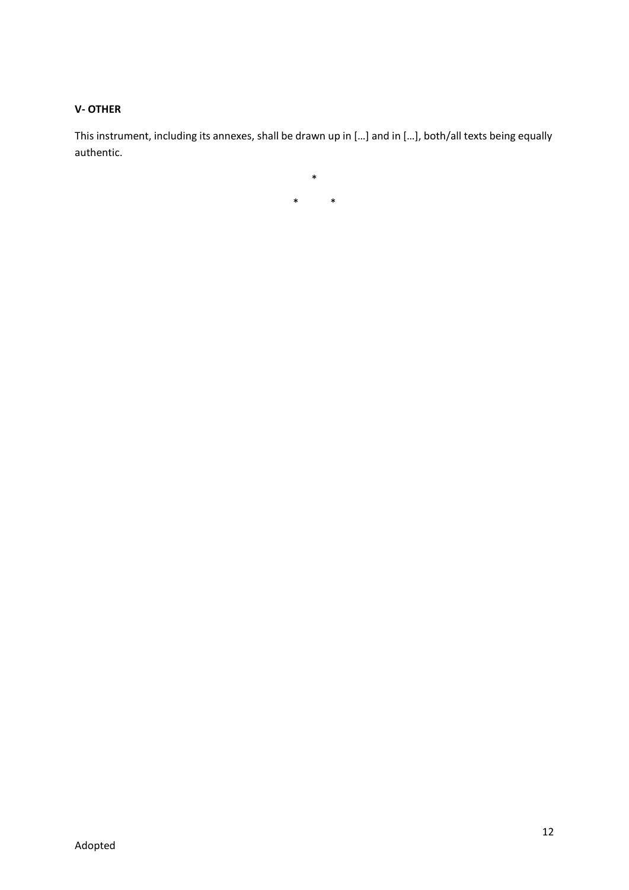**V- OTHER**

This instrument, including its annexes, shall be drawn up in […] and in […], both/all texts being equally authentic.

\*

\*    \*

Adopted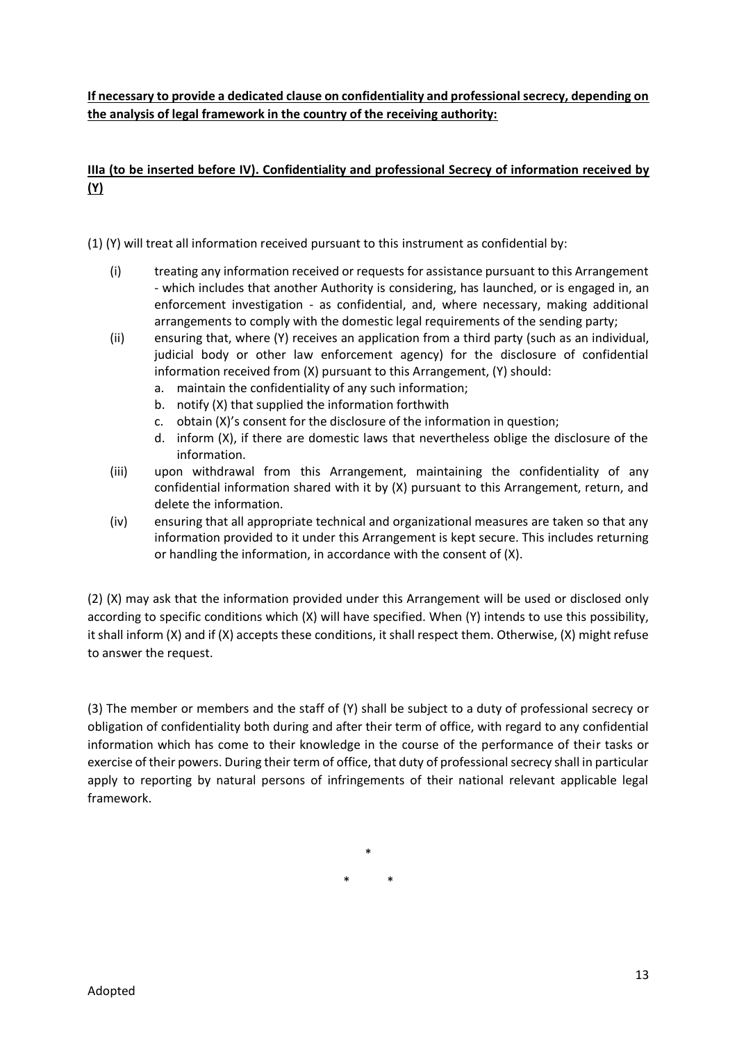**If necessary to provide a dedicated clause on confidentiality and professional secrecy, depending on the analysis of legal framework in the country of the receiving authority:**

**IIIa (to be inserted before IV). Confidentiality and professional Secrecy of information received by (Y)**

(1) (Y) will treat all information received pursuant to this instrument as confidential by:

(i) treating any information received or requests for assistance pursuant to this Arrangement - which includes that another Authority is considering, has launched, or is engaged in, an enforcement investigation - as confidential, and, where necessary, making additional arrangements to comply with the domestic legal requirements of the sending party;

(ii) ensuring that, where (Y) receives an application from a third party (such as an individual, judicial body or other law enforcement agency) for the disclosure of confidential information received from (X) pursuant to this Arrangement, (Y) should:
   a. maintain the confidentiality of any such information;
   b. notify (X) that supplied the information forthwith
   c. obtain (X)'s consent for the disclosure of the information in question;
   d. inform (X), if there are domestic laws that nevertheless oblige the disclosure of the information.

(iii) upon withdrawal from this Arrangement, maintaining the confidentiality of any confidential information shared with it by (X) pursuant to this Arrangement, return, and delete the information.

(iv) ensuring that all appropriate technical and organizational measures are taken so that any information provided to it under this Arrangement is kept secure. This includes returning or handling the information, in accordance with the consent of (X).

(2) (X) may ask that the information provided under this Arrangement will be used or disclosed only according to specific conditions which (X) will have specified. When (Y) intends to use this possibility, it shall inform (X) and if (X) accepts these conditions, it shall respect them. Otherwise, (X) might refuse to answer the request.

(3) The member or members and the staff of (Y) shall be subject to a duty of professional secrecy or obligation of confidentiality both during and after their term of office, with regard to any confidential information which has come to their knowledge in the course of the performance of their tasks or exercise of their powers. During their term of office, that duty of professional secrecy shall in particular apply to reporting by natural persons of infringements of their national relevant applicable legal framework.

\*

\*   \*

Adopted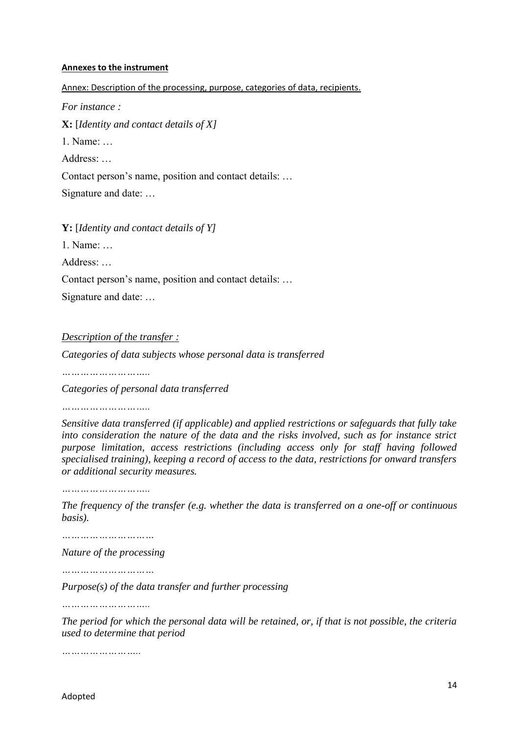**Annexes to the instrument**

Annex: Description of the processing, purpose, categories of data, recipients.

*For instance :*

**X:** [*Identity and contact details of X]*

1. Name: …

Address: …

Contact person's name, position and contact details: …

Signature and date: …

**Y:** [*Identity and contact details of Y]*

1. Name: …

Address: …

Contact person's name, position and contact details: …

Signature and date: …

*Description of the transfer :*

*Categories of data subjects whose personal data is transferred*

*………………………..*

*Categories of personal data transferred*

*………………………..*

*Sensitive data transferred (if applicable) and applied restrictions or safeguards that fully take into consideration the nature of the data and the risks involved, such as for instance strict purpose limitation, access restrictions (including access only for staff having followed specialised training), keeping a record of access to the data, restrictions for onward transfers or additional security measures.*

*………………………..*

*The frequency of the transfer (e.g. whether the data is transferred on a one-off or continuous basis).*

*…………………………*

*Nature of the processing*

*…………………………*

*Purpose(s) of the data transfer and further processing*

*………………………..*

*The period for which the personal data will be retained, or, if that is not possible, the criteria used to determine that period*

*……………………..*

Adopted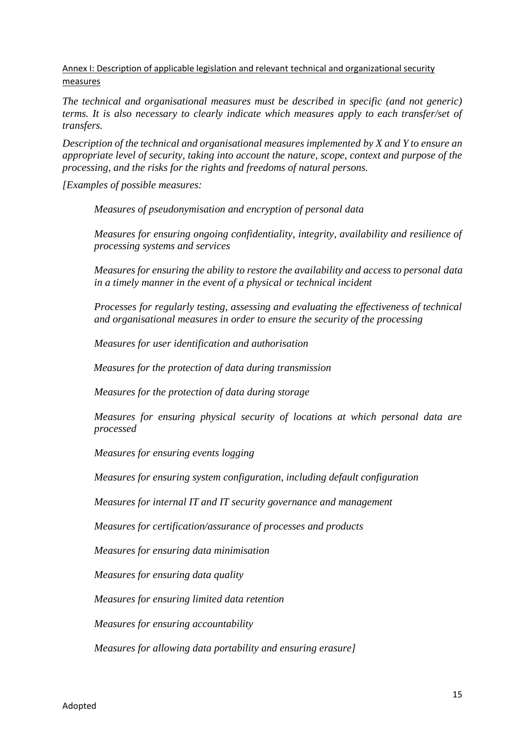Annex I: Description of applicable legislation and relevant technical and organizational security measures

*The technical and organisational measures must be described in specific (and not generic) terms. It is also necessary to clearly indicate which measures apply to each transfer/set of transfers.*

*Description of the technical and organisational measures implemented by X and Y to ensure an appropriate level of security, taking into account the nature, scope, context and purpose of the processing, and the risks for the rights and freedoms of natural persons.*

*[Examples of possible measures:*

> *Measures of pseudonymisation and encryption of personal data*
>
> *Measures for ensuring ongoing confidentiality, integrity, availability and resilience of processing systems and services*
>
> *Measures for ensuring the ability to restore the availability and access to personal data in a timely manner in the event of a physical or technical incident*
>
> *Processes for regularly testing, assessing and evaluating the effectiveness of technical and organisational measures in order to ensure the security of the processing*
>
> *Measures for user identification and authorisation*
>
> *Measures for the protection of data during transmission*
>
> *Measures for the protection of data during storage*
>
> *Measures for ensuring physical security of locations at which personal data are processed*
>
> *Measures for ensuring events logging*
>
> *Measures for ensuring system configuration, including default configuration*
>
> *Measures for internal IT and IT security governance and management*
>
> *Measures for certification/assurance of processes and products*
>
> *Measures for ensuring data minimisation*
>
> *Measures for ensuring data quality*
>
> *Measures for ensuring limited data retention*
>
> *Measures for ensuring accountability*
>
> *Measures for allowing data portability and ensuring erasure]*

Adopted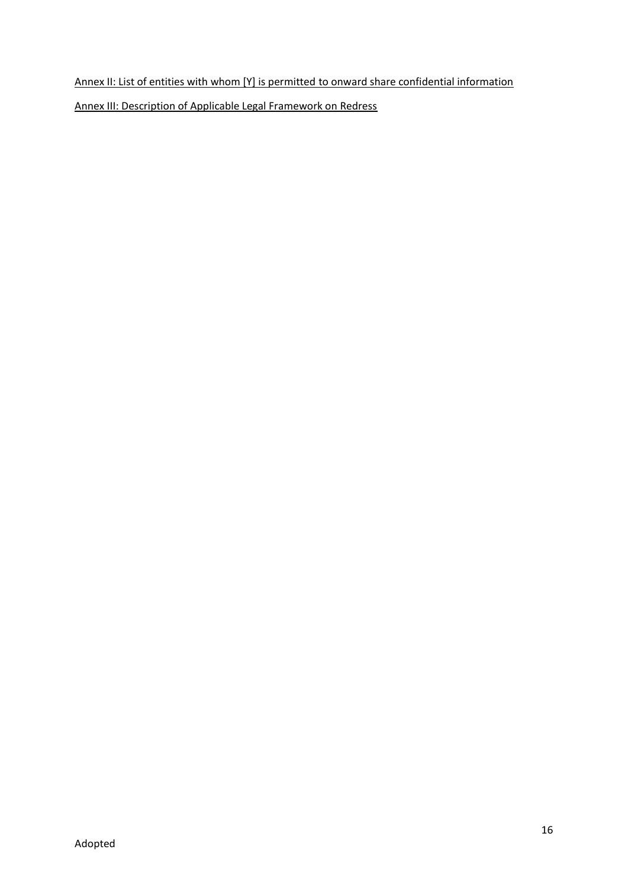Annex II: List of entities with whom [Y] is permitted to onward share confidential information

Annex III: Description of Applicable Legal Framework on Redress

Adopted